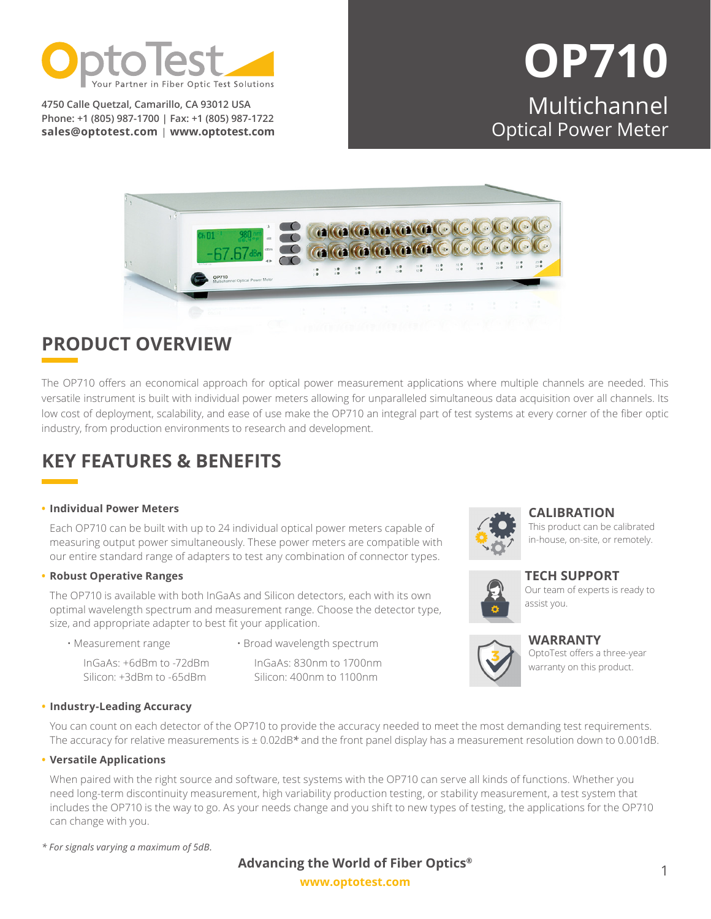OptoTest
Your Partner in Fiber Optic Test Solutions

4750 Calle Quetzal, Camarillo, CA 93012 USA
Phone: +1 (805) 987-1700 | Fax: +1 (805) 987-1722
**sales@optotest.com** | **www.optotest.com**

# OP710

## Multichannel Optical Power Meter

## PRODUCT OVERVIEW

The OP710 offers an economical approach for optical power measurement applications where multiple channels are needed. This versatile instrument is built with individual power meters allowing for unparalleled simultaneous data acquisition over all channels. Its low cost of deployment, scalability, and ease of use make the OP710 an integral part of test systems at every corner of the fiber optic industry, from production environments to research and development.

## KEY FEATURES & BENEFITS

- **Individual Power Meters**

  Each OP710 can be built with up to 24 individual optical power meters capable of measuring output power simultaneously. These power meters are compatible with our entire standard range of adapters to test any combination of connector types.

- **Robust Operative Ranges**

  The OP710 is available with both InGaAs and Silicon detectors, each with its own optimal wavelength spectrum and measurement range. Choose the detector type, size, and appropriate adapter to best fit your application.

  - Measurement range

    InGaAs: +6dBm to -72dBm
    Silicon: +3dBm to -65dBm

  - Broad wavelength spectrum

    InGaAs: 830nm to 1700nm
    Silicon: 400nm to 1100nm

- **Industry-Leading Accuracy**

  You can count on each detector of the OP710 to provide the accuracy needed to meet the most demanding test requirements. The accuracy for relative measurements is ± 0.02dB* and the front panel display has a measurement resolution down to 0.001dB.

- **Versatile Applications**

  When paired with the right source and software, test systems with the OP710 can serve all kinds of functions. Whether you need long-term discontinuity measurement, high variability production testing, or stability measurement, a test system that includes the OP710 is the way to go. As your needs change and you shift to new types of testing, the applications for the OP710 can change with you.

### CALIBRATION

This product can be calibrated in-house, on-site, or remotely.

### TECH SUPPORT

Our team of experts is ready to assist you.

### WARRANTY

OptoTest offers a three-year warranty on this product.

*\* For signals varying a maximum of 5dB.*

**Advancing the World of Fiber Optics®**
**www.optotest.com**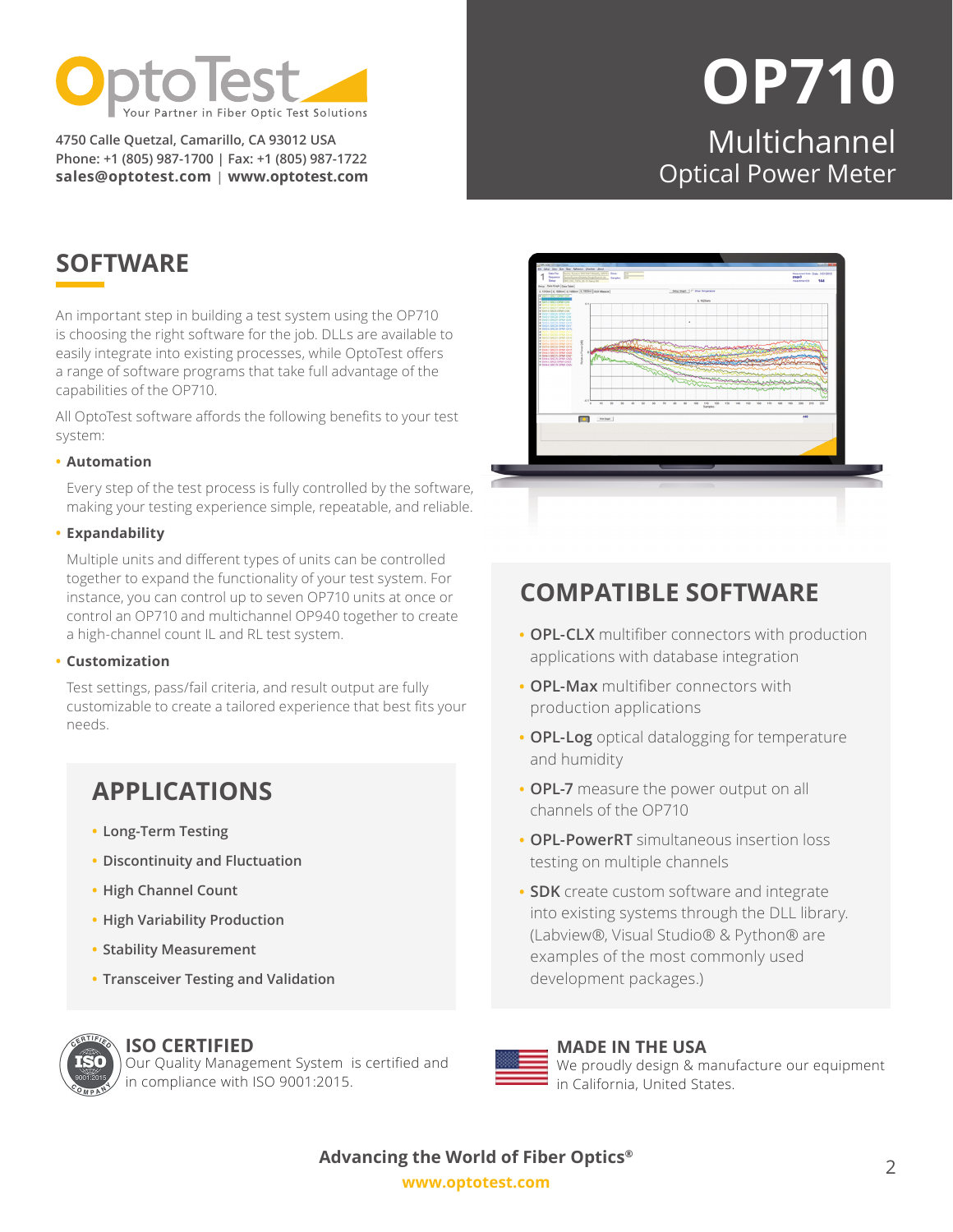# OptoTest

Your Partner in Fiber Optic Test Solutions

4750 Calle Quetzal, Camarillo, CA 93012 USA
Phone: +1 (805) 987-1700 | Fax: +1 (805) 987-1722
**sales@optotest.com** | **www.optotest.com**

# OP710

## Multichannel Optical Power Meter

## SOFTWARE

An important step in building a test system using the OP710 is choosing the right software for the job. DLLs are available to easily integrate into existing processes, while OptoTest offers a range of software programs that take full advantage of the capabilities of the OP710.

All OptoTest software affords the following benefits to your test system:

- **Automation**

  Every step of the test process is fully controlled by the software, making your testing experience simple, repeatable, and reliable.

- **Expandability**

  Multiple units and different types of units can be controlled together to expand the functionality of your test system. For instance, you can control up to seven OP710 units at once or control an OP710 and multichannel OP940 together to create a high-channel count IL and RL test system.

- **Customization**

  Test settings, pass/fail criteria, and result output are fully customizable to create a tailored experience that best fits your needs.

## APPLICATIONS

- Long-Term Testing
- Discontinuity and Fluctuation
- High Channel Count
- High Variability Production
- Stability Measurement
- Transceiver Testing and Validation

## COMPATIBLE SOFTWARE

- **OPL-CLX** multifiber connectors with production applications with database integration
- **OPL-Max** multifiber connectors with production applications
- **OPL-Log** optical datalogging for temperature and humidity
- **OPL-7** measure the power output on all channels of the OP710
- **OPL-PowerRT** simultaneous insertion loss testing on multiple channels
- **SDK** create custom software and integrate into existing systems through the DLL library. (Labview®, Visual Studio® & Python® are examples of the most commonly used development packages.)

### ISO CERTIFIED

Our Quality Management System is certified and in compliance with ISO 9001:2015.

### MADE IN THE USA

We proudly design & manufacture our equipment in California, United States.

**Advancing the World of Fiber Optics®**

**www.optotest.com**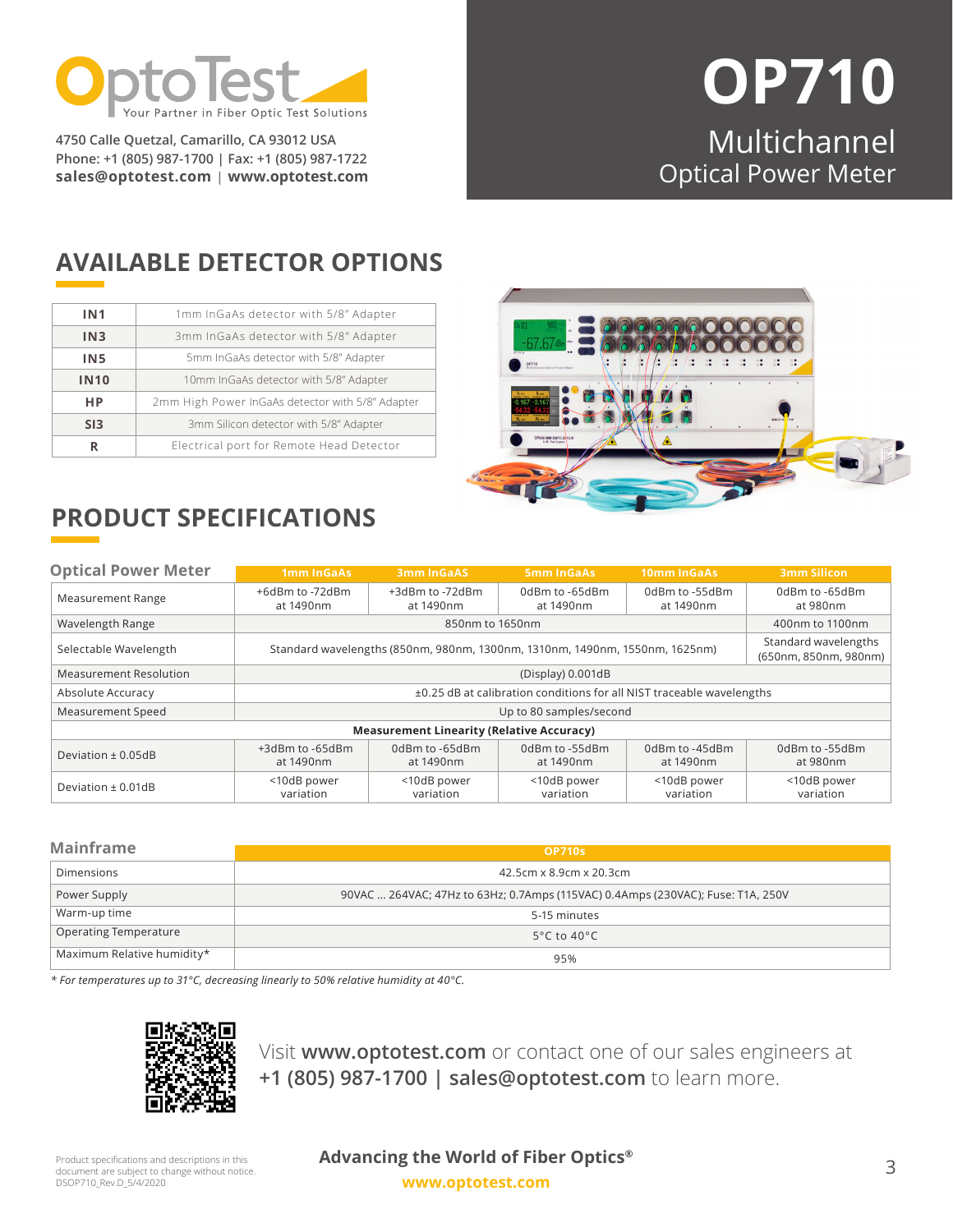# OP710

## Multichannel Optical Power Meter

OptoTest — Your Partner in Fiber Optic Test Solutions

4750 Calle Quetzal, Camarillo, CA 93012 USA
Phone: +1 (805) 987-1700 | Fax: +1 (805) 987-1722
**sales@optotest.com** | **www.optotest.com**

## AVAILABLE DETECTOR OPTIONS

| | |
|---|---|
| **IN1** | 1mm InGaAs detector with 5/8" Adapter |
| **IN3** | 3mm InGaAs detector with 5/8" Adapter |
| **IN5** | 5mm InGaAs detector with 5/8" Adapter |
| **IN10** | 10mm InGaAs detector with 5/8" Adapter |
| **HP** | 2mm High Power InGaAs detector with 5/8" Adapter |
| **SI3** | 3mm Silicon detector with 5/8" Adapter |
| **R** | Electrical port for Remote Head Detector |

## PRODUCT SPECIFICATIONS

| Optical Power Meter | 1mm InGaAs | 3mm InGaAS | 5mm InGaAs | 10mm InGaAs | 3mm Silicon |
|---|---|---|---|---|---|
| Measurement Range | +6dBm to -72dBm at 1490nm | +3dBm to -72dBm at 1490nm | 0dBm to -65dBm at 1490nm | 0dBm to -55dBm at 1490nm | 0dBm to -65dBm at 980nm |
| Wavelength Range | 850nm to 1650nm | | | | 400nm to 1100nm |
| Selectable Wavelength | Standard wavelengths (850nm, 980nm, 1300nm, 1310nm, 1490nm, 1550nm, 1625nm) | | | | Standard wavelengths (650nm, 850nm, 980nm) |
| Measurement Resolution | (Display) 0.001dB | | | | |
| Absolute Accuracy | ±0.25 dB at calibration conditions for all NIST traceable wavelengths | | | | |
| Measurement Speed | Up to 80 samples/second | | | | |
| **Measurement Linearity (Relative Accuracy)** | | | | | |
| Deviation ± 0.05dB | +3dBm to -65dBm at 1490nm | 0dBm to -65dBm at 1490nm | 0dBm to -55dBm at 1490nm | 0dBm to -45dBm at 1490nm | 0dBm to -55dBm at 980nm |
| Deviation ± 0.01dB | <10dB power variation | <10dB power variation | <10dB power variation | <10dB power variation | <10dB power variation |

| Mainframe | OP710s |
|---|---|
| Dimensions | 42.5cm x 8.9cm x 20.3cm |
| Power Supply | 90VAC ... 264VAC; 47Hz to 63Hz; 0.7Amps (115VAC) 0.4Amps (230VAC); Fuse: T1A, 250V |
| Warm-up time | 5-15 minutes |
| Operating Temperature | 5°C to 40°C |
| Maximum Relative humidity* | 95% |

*\* For temperatures up to 31°C, decreasing linearly to 50% relative humidity at 40°C.*

Visit **www.optotest.com** or contact one of our sales engineers at **+1 (805) 987-1700 | sales@optotest.com** to learn more.

Product specifications and descriptions in this document are subject to change without notice.
DSOP710_Rev.D_5/4/2020

**Advancing the World of Fiber Optics®**
**www.optotest.com**